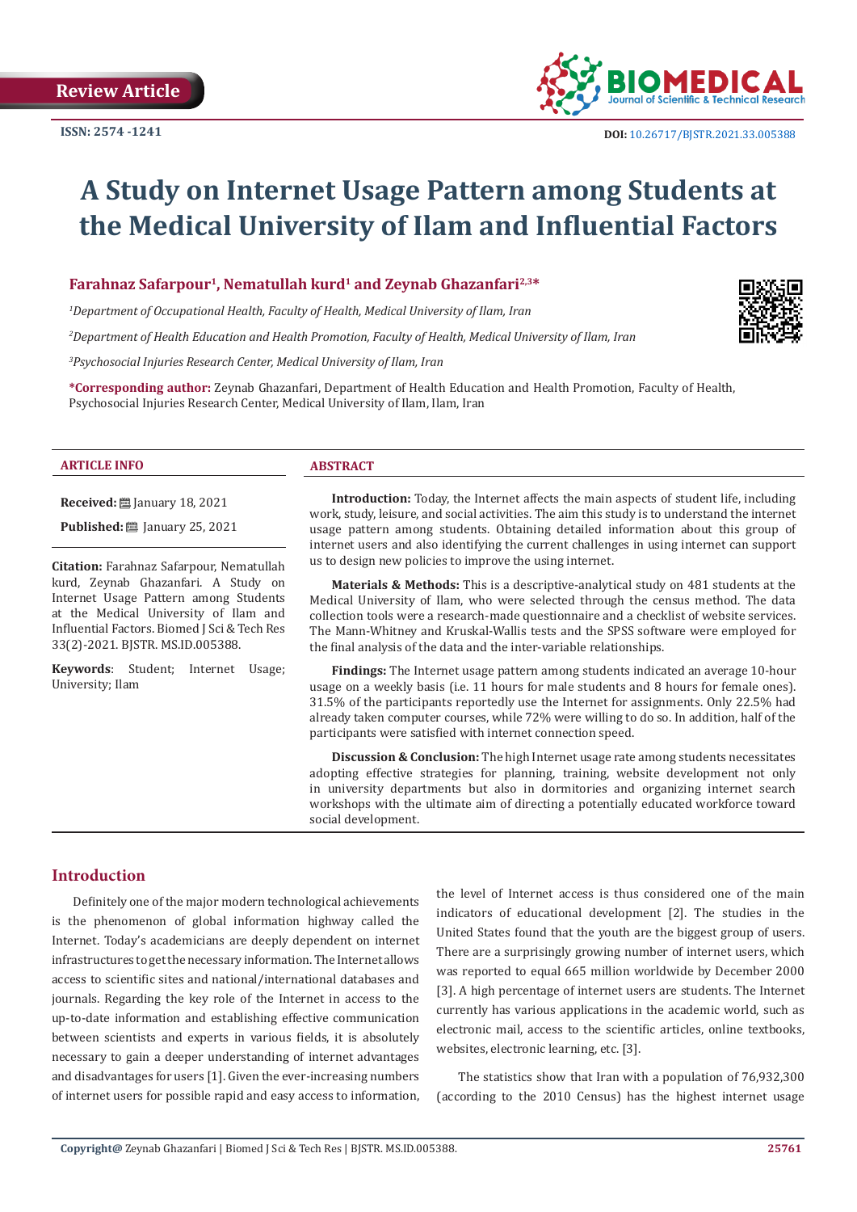Review Article

ISSN: 2574 -1241

DOI: 10.26717/BJSTR.2021.33.005388

# A Study on Internet Usage Pattern among Students at the Medical University of Ilam and Influential Factors

**Farahnaz Safarpour[1], Nematullah kurd[1] and Zeynab Ghazanfari[2,3]***

[1]*Department of Occupational Health, Faculty of Health, Medical University of Ilam, Iran*

[2]*Department of Health Education and Health Promotion, Faculty of Health, Medical University of Ilam, Iran*

[3]*Psychosocial Injuries Research Center, Medical University of Ilam, Iran*

**\*Corresponding author:** Zeynab Ghazanfari, Department of Health Education and Health Promotion, Faculty of Health, Psychosocial Injuries Research Center, Medical University of Ilam, Ilam, Iran

### ARTICLE INFO

**Received:** January 18, 2021

**Published:** January 25, 2021

**Citation:** Farahnaz Safarpour, Nematullah kurd, Zeynab Ghazanfari. A Study on Internet Usage Pattern among Students at the Medical University of Ilam and Influential Factors. Biomed J Sci & Tech Res 33(2)-2021. BJSTR. MS.ID.005388.

**Keywords**: Student; Internet Usage; University; Ilam

### ABSTRACT

**Introduction:** Today, the Internet affects the main aspects of student life, including work, study, leisure, and social activities. The aim this study is to understand the internet usage pattern among students. Obtaining detailed information about this group of internet users and also identifying the current challenges in using internet can support us to design new policies to improve the using internet.

**Materials & Methods:** This is a descriptive-analytical study on 481 students at the Medical University of Ilam, who were selected through the census method. The data collection tools were a research-made questionnaire and a checklist of website services. The Mann-Whitney and Kruskal-Wallis tests and the SPSS software were employed for the final analysis of the data and the inter-variable relationships.

**Findings:** The Internet usage pattern among students indicated an average 10-hour usage on a weekly basis (i.e. 11 hours for male students and 8 hours for female ones). 31.5% of the participants reportedly use the Internet for assignments. Only 22.5% had already taken computer courses, while 72% were willing to do so. In addition, half of the participants were satisfied with internet connection speed.

**Discussion & Conclusion:** The high Internet usage rate among students necessitates adopting effective strategies for planning, training, website development not only in university departments but also in dormitories and organizing internet search workshops with the ultimate aim of directing a potentially educated workforce toward social development.

## Introduction

Definitely one of the major modern technological achievements is the phenomenon of global information highway called the Internet. Today's academicians are deeply dependent on internet infrastructures to get the necessary information. The Internet allows access to scientific sites and national/international databases and journals. Regarding the key role of the Internet in access to the up-to-date information and establishing effective communication between scientists and experts in various fields, it is absolutely necessary to gain a deeper understanding of internet advantages and disadvantages for users [1]. Given the ever-increasing numbers of internet users for possible rapid and easy access to information, the level of Internet access is thus considered one of the main indicators of educational development [2]. The studies in the United States found that the youth are the biggest group of users. There are a surprisingly growing number of internet users, which was reported to equal 665 million worldwide by December 2000 [3]. A high percentage of internet users are students. The Internet currently has various applications in the academic world, such as electronic mail, access to the scientific articles, online textbooks, websites, electronic learning, etc. [3].

The statistics show that Iran with a population of 76,932,300 (according to the 2010 Census) has the highest internet usage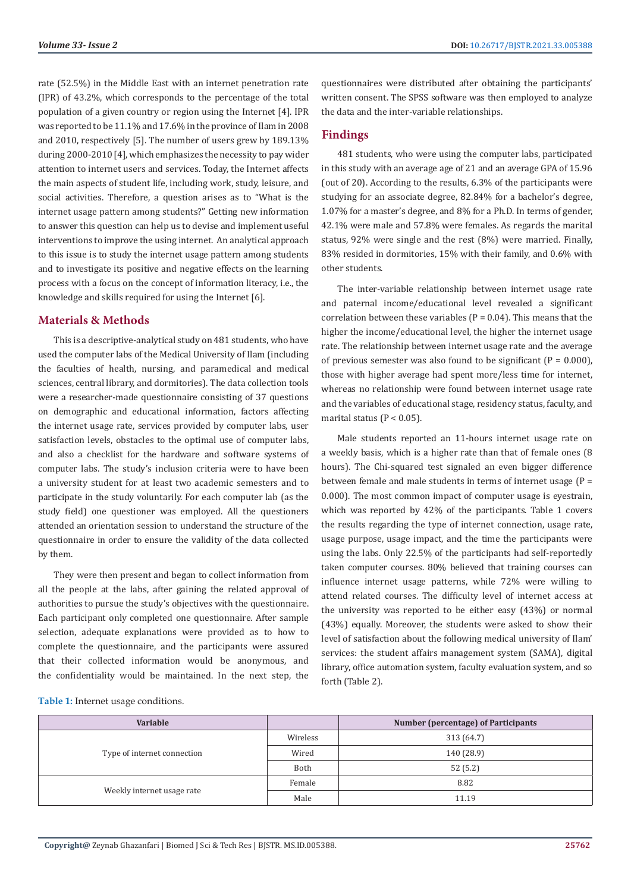rate (52.5%) in the Middle East with an internet penetration rate (IPR) of 43.2%, which corresponds to the percentage of the total population of a given country or region using the Internet [4]. IPR was reported to be 11.1% and 17.6% in the province of Ilam in 2008 and 2010, respectively [5]. The number of users grew by 189.13% during 2000-2010 [4], which emphasizes the necessity to pay wider attention to internet users and services. Today, the Internet affects the main aspects of student life, including work, study, leisure, and social activities. Therefore, a question arises as to "What is the internet usage pattern among students?" Getting new information to answer this question can help us to devise and implement useful interventions to improve the using internet. An analytical approach to this issue is to study the internet usage pattern among students and to investigate its positive and negative effects on the learning process with a focus on the concept of information literacy, i.e., the knowledge and skills required for using the Internet [6].

## Materials & Methods

This is a descriptive-analytical study on 481 students, who have used the computer labs of the Medical University of Ilam (including the faculties of health, nursing, and paramedical and medical sciences, central library, and dormitories). The data collection tools were a researcher-made questionnaire consisting of 37 questions on demographic and educational information, factors affecting the internet usage rate, services provided by computer labs, user satisfaction levels, obstacles to the optimal use of computer labs, and also a checklist for the hardware and software systems of computer labs. The study's inclusion criteria were to have been a university student for at least two academic semesters and to participate in the study voluntarily. For each computer lab (as the study field) one questioner was employed. All the questioners attended an orientation session to understand the structure of the questionnaire in order to ensure the validity of the data collected by them.

They were then present and began to collect information from all the people at the labs, after gaining the related approval of authorities to pursue the study's objectives with the questionnaire. Each participant only completed one questionnaire. After sample selection, adequate explanations were provided as to how to complete the questionnaire, and the participants were assured that their collected information would be anonymous, and the confidentiality would be maintained. In the next step, the questionnaires were distributed after obtaining the participants' written consent. The SPSS software was then employed to analyze the data and the inter-variable relationships.

## Findings

481 students, who were using the computer labs, participated in this study with an average age of 21 and an average GPA of 15.96 (out of 20). According to the results, 6.3% of the participants were studying for an associate degree, 82.84% for a bachelor's degree, 1.07% for a master's degree, and 8% for a Ph.D. In terms of gender, 42.1% were male and 57.8% were females. As regards the marital status, 92% were single and the rest (8%) were married. Finally, 83% resided in dormitories, 15% with their family, and 0.6% with other students.

The inter-variable relationship between internet usage rate and paternal income/educational level revealed a significant correlation between these variables ($P = 0.04$). This means that the higher the income/educational level, the higher the internet usage rate. The relationship between internet usage rate and the average of previous semester was also found to be significant ($P = 0.000$), those with higher average had spent more/less time for internet, whereas no relationship were found between internet usage rate and the variables of educational stage, residency status, faculty, and marital status ($P < 0.05$).

Male students reported an 11-hours internet usage rate on a weekly basis, which is a higher rate than that of female ones (8 hours). The Chi-squared test signaled an even bigger difference between female and male students in terms of internet usage ($P = 0.000$). The most common impact of computer usage is eyestrain, which was reported by 42% of the participants. Table 1 covers the results regarding the type of internet connection, usage rate, usage purpose, usage impact, and the time the participants were using the labs. Only 22.5% of the participants had self-reportedly taken computer courses. 80% believed that training courses can influence internet usage patterns, while 72% were willing to attend related courses. The difficulty level of internet access at the university was reported to be either easy (43%) or normal (43%) equally. Moreover, the students were asked to show their level of satisfaction about the following medical university of Ilam' services: the student affairs management system (SAMA), digital library, office automation system, faculty evaluation system, and so forth (Table 2).

**Table 1:** Internet usage conditions.

| Variable | | Number (percentage) of Participants |
|---|---|---|
| Type of internet connection | Wireless | 313 (64.7) |
| | Wired | 140 (28.9) |
| | Both | 52 (5.2) |
| Weekly internet usage rate | Female | 8.82 |
| | Male | 11.19 |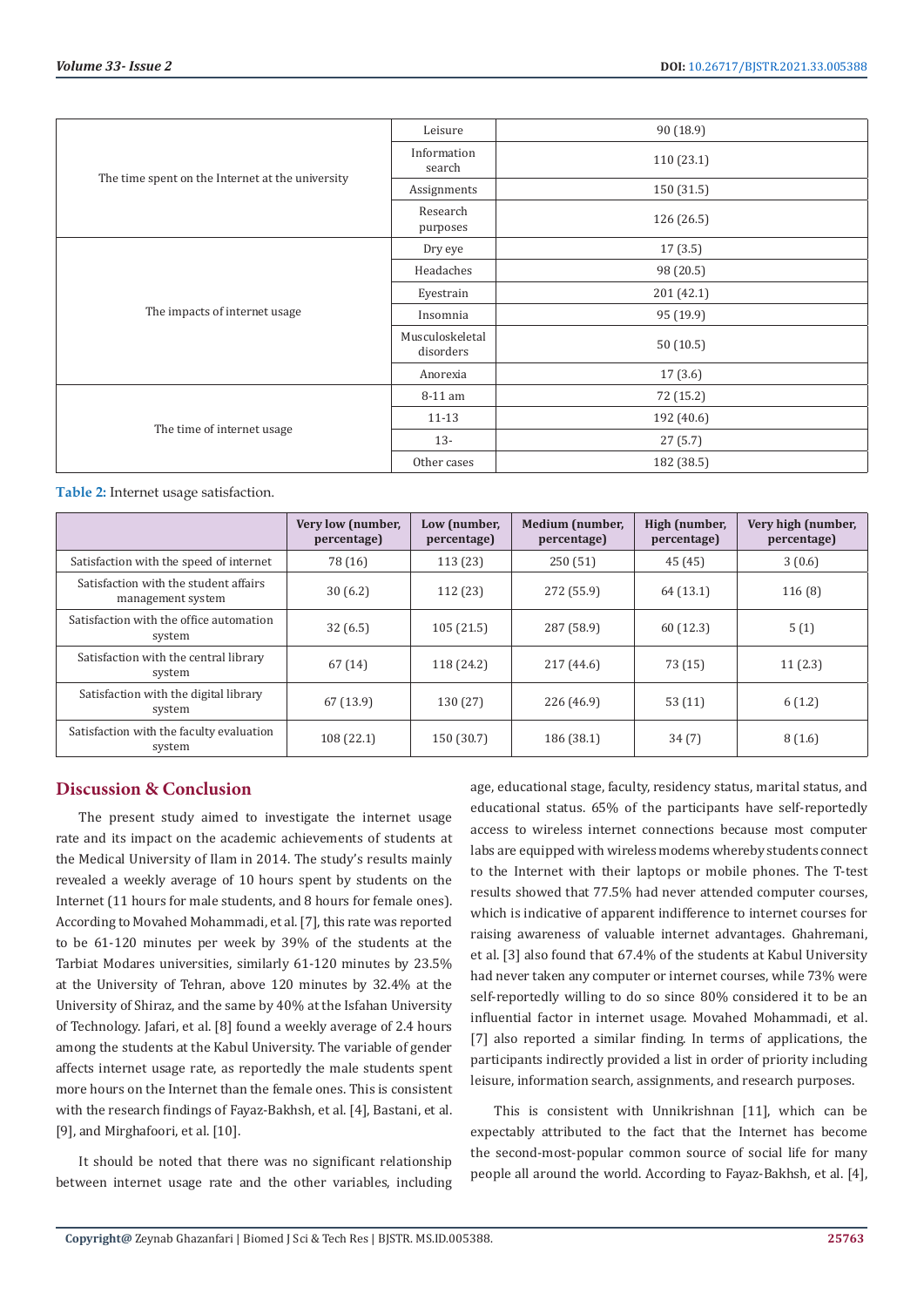| | | |
|---|---|---|
| The time spent on the Internet at the university | Leisure | 90 (18.9) |
| | Information search | 110 (23.1) |
| | Assignments | 150 (31.5) |
| | Research purposes | 126 (26.5) |
| The impacts of internet usage | Dry eye | 17 (3.5) |
| | Headaches | 98 (20.5) |
| | Eyestrain | 201 (42.1) |
| | Insomnia | 95 (19.9) |
| | Musculoskeletal disorders | 50 (10.5) |
| | Anorexia | 17 (3.6) |
| The time of internet usage | 8-11 am | 72 (15.2) |
| | 11-13 | 192 (40.6) |
| | 13- | 27 (5.7) |
| | Other cases | 182 (38.5) |

**Table 2:** Internet usage satisfaction.

| | Very low (number, percentage) | Low (number, percentage) | Medium (number, percentage) | High (number, percentage) | Very high (number, percentage) |
|---|---|---|---|---|---|
| Satisfaction with the speed of internet | 78 (16) | 113 (23) | 250 (51) | 45 (45) | 3 (0.6) |
| Satisfaction with the student affairs management system | 30 (6.2) | 112 (23) | 272 (55.9) | 64 (13.1) | 116 (8) |
| Satisfaction with the office automation system | 32 (6.5) | 105 (21.5) | 287 (58.9) | 60 (12.3) | 5 (1) |
| Satisfaction with the central library system | 67 (14) | 118 (24.2) | 217 (44.6) | 73 (15) | 11 (2.3) |
| Satisfaction with the digital library system | 67 (13.9) | 130 (27) | 226 (46.9) | 53 (11) | 6 (1.2) |
| Satisfaction with the faculty evaluation system | 108 (22.1) | 150 (30.7) | 186 (38.1) | 34 (7) | 8 (1.6) |

## Discussion & Conclusion

The present study aimed to investigate the internet usage rate and its impact on the academic achievements of students at the Medical University of Ilam in 2014. The study's results mainly revealed a weekly average of 10 hours spent by students on the Internet (11 hours for male students, and 8 hours for female ones). According to Movahed Mohammadi, et al. [7], this rate was reported to be 61-120 minutes per week by 39% of the students at the Tarbiat Modares universities, similarly 61-120 minutes by 23.5% at the University of Tehran, above 120 minutes by 32.4% at the University of Shiraz, and the same by 40% at the Isfahan University of Technology. Jafari, et al. [8] found a weekly average of 2.4 hours among the students at the Kabul University. The variable of gender affects internet usage rate, as reportedly the male students spent more hours on the Internet than the female ones. This is consistent with the research findings of Fayaz-Bakhsh, et al. [4], Bastani, et al. [9], and Mirghafoori, et al. [10].

It should be noted that there was no significant relationship between internet usage rate and the other variables, including age, educational stage, faculty, residency status, marital status, and educational status. 65% of the participants have self-reportedly access to wireless internet connections because most computer labs are equipped with wireless modems whereby students connect to the Internet with their laptops or mobile phones. The T-test results showed that 77.5% had never attended computer courses, which is indicative of apparent indifference to internet courses for raising awareness of valuable internet advantages. Ghahremani, et al. [3] also found that 67.4% of the students at Kabul University had never taken any computer or internet courses, while 73% were self-reportedly willing to do so since 80% considered it to be an influential factor in internet usage. Movahed Mohammadi, et al. [7] also reported a similar finding. In terms of applications, the participants indirectly provided a list in order of priority including leisure, information search, assignments, and research purposes.

This is consistent with Unnikrishnan [11], which can be expectably attributed to the fact that the Internet has become the second-most-popular common source of social life for many people all around the world. According to Fayaz-Bakhsh, et al. [4],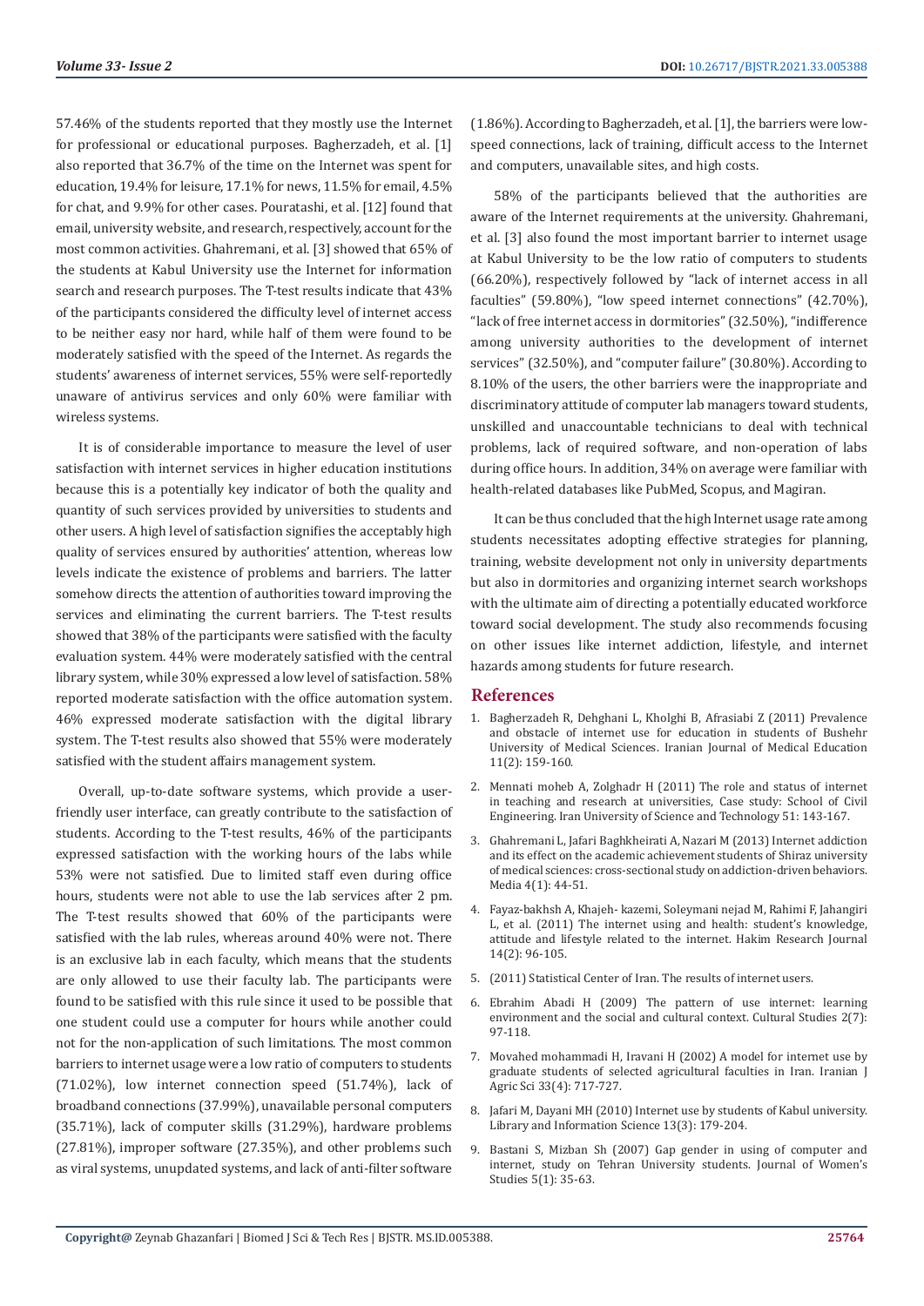57.46% of the students reported that they mostly use the Internet for professional or educational purposes. Bagherzadeh, et al. [1] also reported that 36.7% of the time on the Internet was spent for education, 19.4% for leisure, 17.1% for news, 11.5% for email, 4.5% for chat, and 9.9% for other cases. Pouratashi, et al. [12] found that email, university website, and research, respectively, account for the most common activities. Ghahremani, et al. [3] showed that 65% of the students at Kabul University use the Internet for information search and research purposes. The T-test results indicate that 43% of the participants considered the difficulty level of internet access to be neither easy nor hard, while half of them were found to be moderately satisfied with the speed of the Internet. As regards the students' awareness of internet services, 55% were self-reportedly unaware of antivirus services and only 60% were familiar with wireless systems.

It is of considerable importance to measure the level of user satisfaction with internet services in higher education institutions because this is a potentially key indicator of both the quality and quantity of such services provided by universities to students and other users. A high level of satisfaction signifies the acceptably high quality of services ensured by authorities' attention, whereas low levels indicate the existence of problems and barriers. The latter somehow directs the attention of authorities toward improving the services and eliminating the current barriers. The T-test results showed that 38% of the participants were satisfied with the faculty evaluation system. 44% were moderately satisfied with the central library system, while 30% expressed a low level of satisfaction. 58% reported moderate satisfaction with the office automation system. 46% expressed moderate satisfaction with the digital library system. The T-test results also showed that 55% were moderately satisfied with the student affairs management system.

Overall, up-to-date software systems, which provide a user-friendly user interface, can greatly contribute to the satisfaction of students. According to the T-test results, 46% of the participants expressed satisfaction with the working hours of the labs while 53% were not satisfied. Due to limited staff even during office hours, students were not able to use the lab services after 2 pm. The T-test results showed that 60% of the participants were satisfied with the lab rules, whereas around 40% were not. There is an exclusive lab in each faculty, which means that the students are only allowed to use their faculty lab. The participants were found to be satisfied with this rule since it used to be possible that one student could use a computer for hours while another could not for the non-application of such limitations. The most common barriers to internet usage were a low ratio of computers to students (71.02%), low internet connection speed (51.74%), lack of broadband connections (37.99%), unavailable personal computers (35.71%), lack of computer skills (31.29%), hardware problems (27.81%), improper software (27.35%), and other problems such as viral systems, unupdated systems, and lack of anti-filter software (1.86%). According to Bagherzadeh, et al. [1], the barriers were low-speed connections, lack of training, difficult access to the Internet and computers, unavailable sites, and high costs.

58% of the participants believed that the authorities are aware of the Internet requirements at the university. Ghahremani, et al. [3] also found the most important barrier to internet usage at Kabul University to be the low ratio of computers to students (66.20%), respectively followed by "lack of internet access in all faculties" (59.80%), "low speed internet connections" (42.70%), "lack of free internet access in dormitories" (32.50%), "indifference among university authorities to the development of internet services" (32.50%), and "computer failure" (30.80%). According to 8.10% of the users, the other barriers were the inappropriate and discriminatory attitude of computer lab managers toward students, unskilled and unaccountable technicians to deal with technical problems, lack of required software, and non-operation of labs during office hours. In addition, 34% on average were familiar with health-related databases like PubMed, Scopus, and Magiran.

It can be thus concluded that the high Internet usage rate among students necessitates adopting effective strategies for planning, training, website development not only in university departments but also in dormitories and organizing internet search workshops with the ultimate aim of directing a potentially educated workforce toward social development. The study also recommends focusing on other issues like internet addiction, lifestyle, and internet hazards among students for future research.

## References

1. Bagherzadeh R, Dehghani L, Kholghi B, Afrasiabi Z (2011) Prevalence and obstacle of internet use for education in students of Bushehr University of Medical Sciences. Iranian Journal of Medical Education 11(2): 159-160.
2. Mennati moheb A, Zolghadr H (2011) The role and status of internet in teaching and research at universities, Case study: School of Civil Engineering. Iran University of Science and Technology 51: 143-167.
3. Ghahremani L, Jafari Baghkheirati A, Nazari M (2013) Internet addiction and its effect on the academic achievement students of Shiraz university of medical sciences: cross-sectional study on addiction-driven behaviors. Media 4(1): 44-51.
4. Fayaz-bakhsh A, Khajeh- kazemi, Soleymani nejad M, Rahimi F, Jahangiri L, et al. (2011) The internet using and health: student's knowledge, attitude and lifestyle related to the internet. Hakim Research Journal 14(2): 96-105.
5. (2011) Statistical Center of Iran. The results of internet users.
6. Ebrahim Abadi H (2009) The pattern of use internet: learning environment and the social and cultural context. Cultural Studies 2(7): 97-118.
7. Movahed mohammadi H, Iravani H (2002) A model for internet use by graduate students of selected agricultural faculties in Iran. Iranian J Agric Sci 33(4): 717-727.
8. Jafari M, Dayani MH (2010) Internet use by students of Kabul university. Library and Information Science 13(3): 179-204.
9. Bastani S, Mizban Sh (2007) Gap gender in using of computer and internet, study on Tehran University students. Journal of Women's Studies 5(1): 35-63.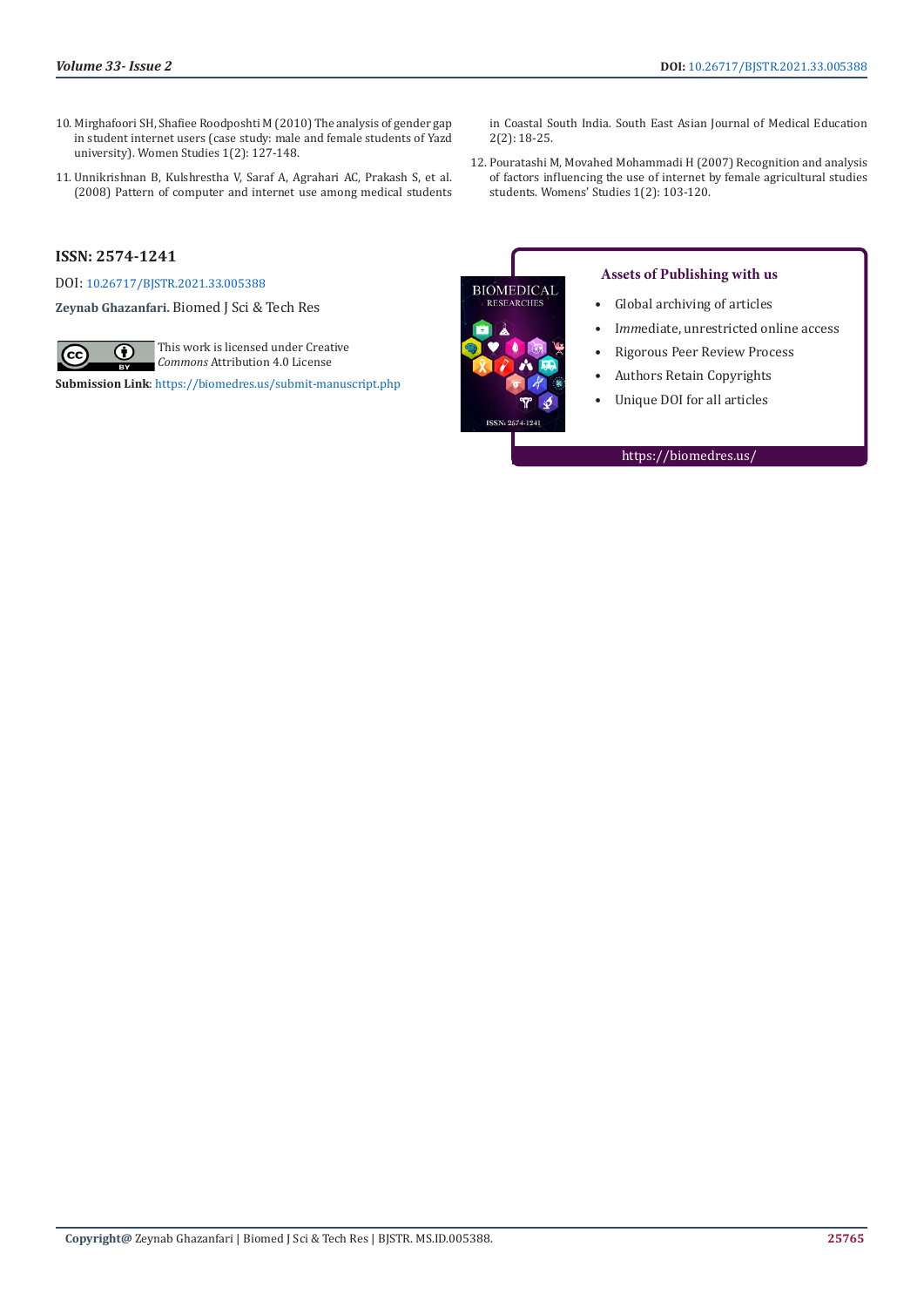10. Mirghafoori SH, Shafiee Roodposhti M (2010) The analysis of gender gap in student internet users (case study: male and female students of Yazd university). Women Studies 1(2): 127-148.
11. Unnikrishnan B, Kulshrestha V, Saraf A, Agrahari AC, Prakash S, et al. (2008) Pattern of computer and internet use among medical students in Coastal South India. South East Asian Journal of Medical Education 2(2): 18-25.
12. Pouratashi M, Movahed Mohammadi H (2007) Recognition and analysis of factors influencing the use of internet by female agricultural studies students. Womens' Studies 1(2): 103-120.

**ISSN: 2574-1241**

DOI: 10.26717/BJSTR.2021.33.005388

**Zeynab Ghazanfari.** Biomed J Sci & Tech Res

This work is licensed under Creative *Commons* Attribution 4.0 License

**Submission Link**: https://biomedres.us/submit-manuscript.php

BIOMEDICAL RESEARCHES

ISSN: 2574-1241

**Assets of Publishing with us**

- Global archiving of articles
- Immediate, unrestricted online access
- Rigorous Peer Review Process
- Authors Retain Copyrights
- Unique DOI for all articles

https://biomedres.us/